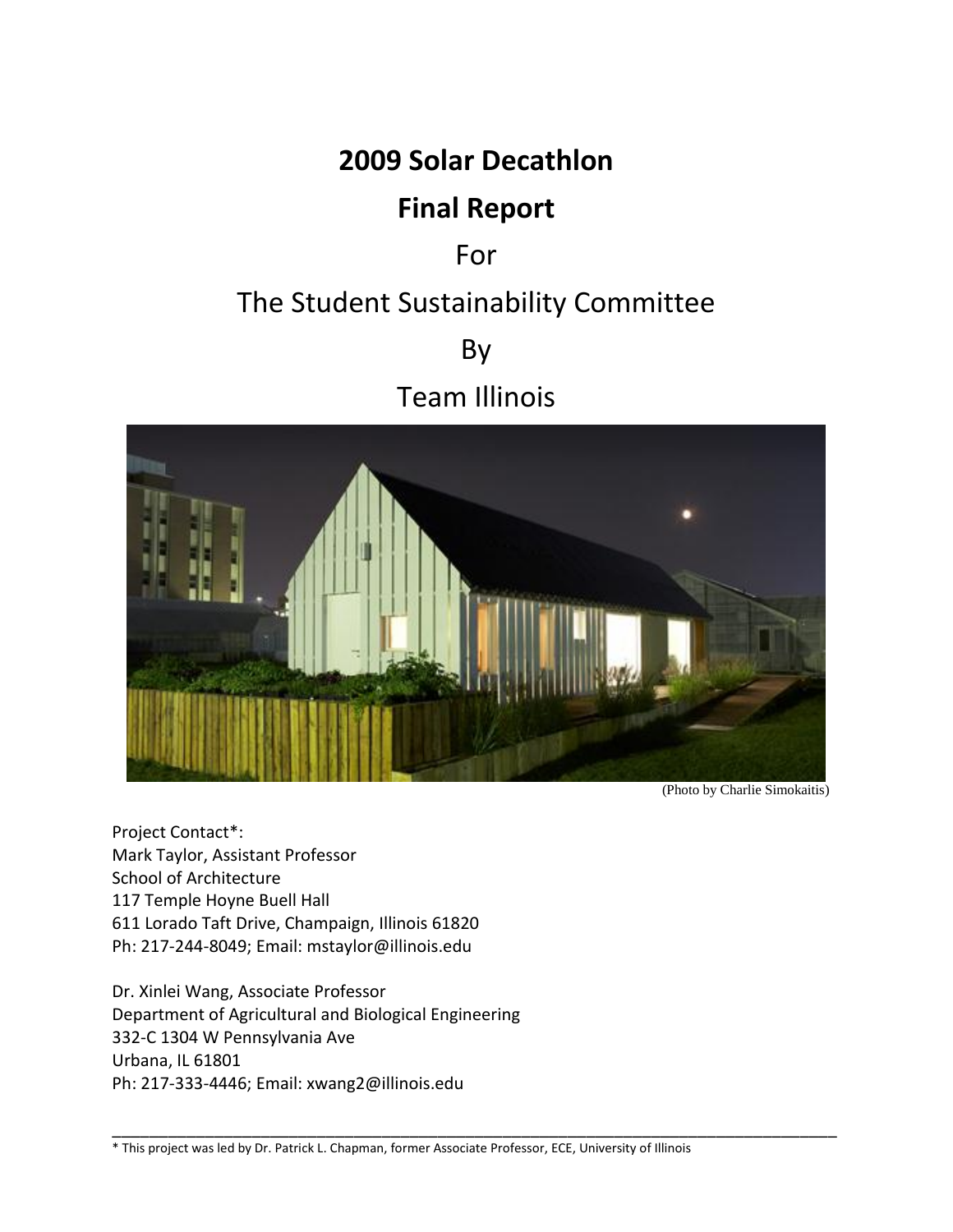# 2009 Solar Decathlon

# Final Report

For

The Student Sustainability Committee

By

Team Illinois

(Photo by Charlie Simokaitis)

Project Contact*:
Mark Taylor, Assistant Professor
School of Architecture
117 Temple Hoyne Buell Hall
611 Lorado Taft Drive, Champaign, Illinois 61820
Ph: 217-244-8049; Email: mstaylor@illinois.edu

Dr. Xinlei Wang, Associate Professor
Department of Agricultural and Biological Engineering
332-C 1304 W Pennsylvania Ave
Urbana, IL 61801
Ph: 217-333-4446; Email: xwang2@illinois.edu

---

* This project was led by Dr. Patrick L. Chapman, former Associate Professor, ECE, University of Illinois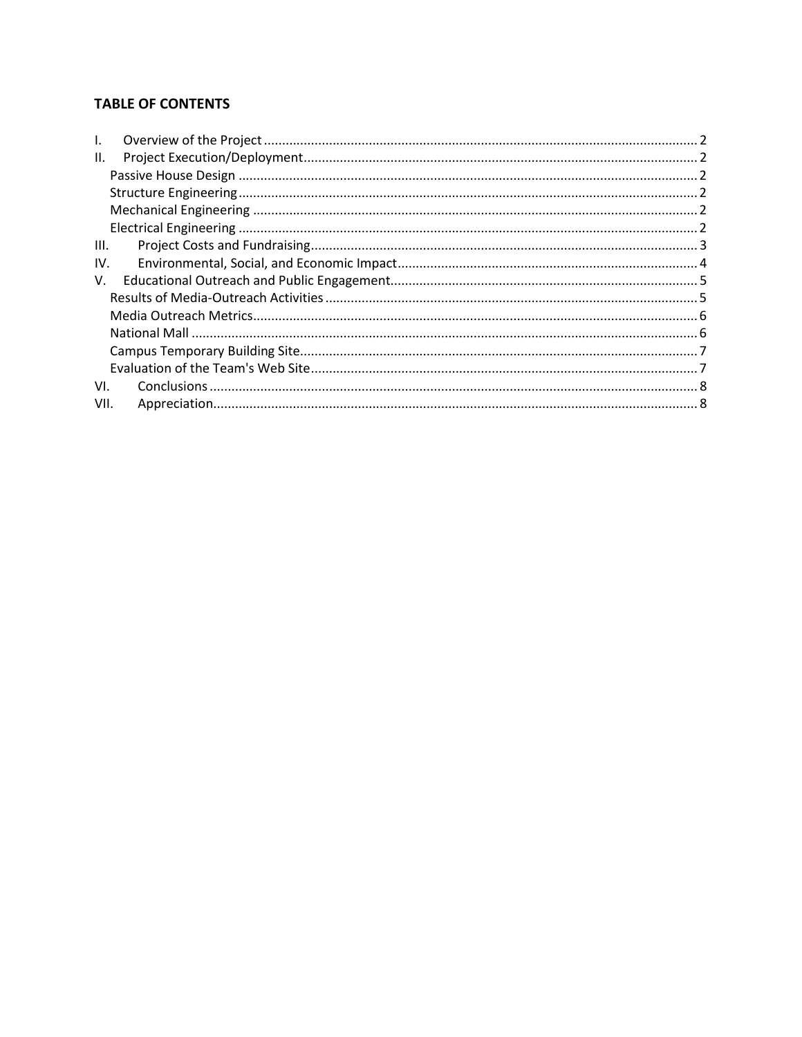**TABLE OF CONTENTS**

I. Overview of the Project ........ 2
II. Project Execution/Deployment ........ 2
  Passive House Design ........ 2
  Structure Engineering ........ 2
  Mechanical Engineering ........ 2
  Electrical Engineering ........ 2
III. Project Costs and Fundraising ........ 3
IV. Environmental, Social, and Economic Impact ........ 4
V. Educational Outreach and Public Engagement ........ 5
  Results of Media-Outreach Activities ........ 5
  Media Outreach Metrics ........ 6
  National Mall ........ 6
  Campus Temporary Building Site ........ 7
  Evaluation of the Team's Web Site ........ 7
VI. Conclusions ........ 8
VII. Appreciation ........ 8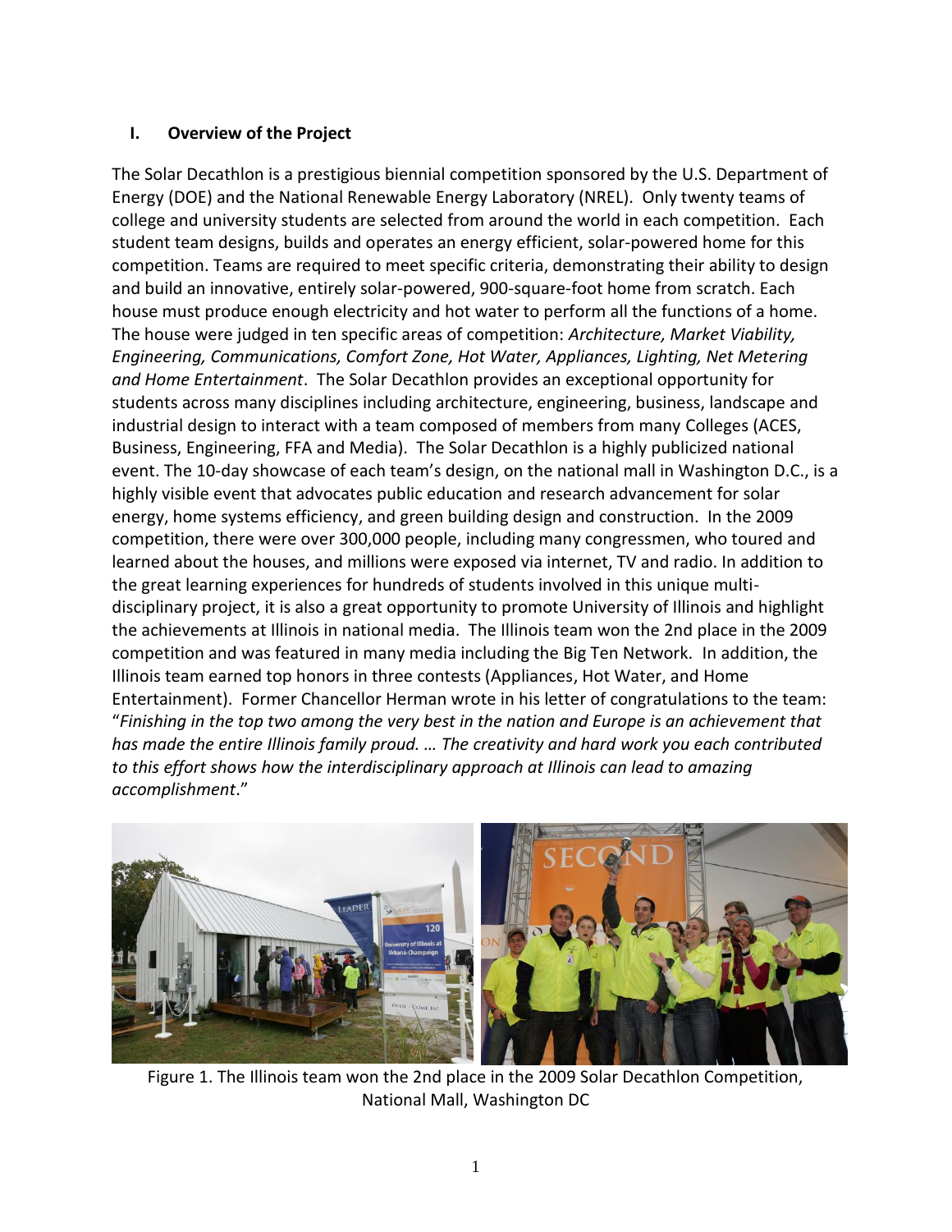## I. Overview of the Project

The Solar Decathlon is a prestigious biennial competition sponsored by the U.S. Department of Energy (DOE) and the National Renewable Energy Laboratory (NREL). Only twenty teams of college and university students are selected from around the world in each competition. Each student team designs, builds and operates an energy efficient, solar-powered home for this competition. Teams are required to meet specific criteria, demonstrating their ability to design and build an innovative, entirely solar-powered, 900-square-foot home from scratch. Each house must produce enough electricity and hot water to perform all the functions of a home. The house were judged in ten specific areas of competition: *Architecture, Market Viability, Engineering, Communications, Comfort Zone, Hot Water, Appliances, Lighting, Net Metering and Home Entertainment*. The Solar Decathlon provides an exceptional opportunity for students across many disciplines including architecture, engineering, business, landscape and industrial design to interact with a team composed of members from many Colleges (ACES, Business, Engineering, FFA and Media). The Solar Decathlon is a highly publicized national event. The 10-day showcase of each team's design, on the national mall in Washington D.C., is a highly visible event that advocates public education and research advancement for solar energy, home systems efficiency, and green building design and construction. In the 2009 competition, there were over 300,000 people, including many congressmen, who toured and learned about the houses, and millions were exposed via internet, TV and radio. In addition to the great learning experiences for hundreds of students involved in this unique multi-disciplinary project, it is also a great opportunity to promote University of Illinois and highlight the achievements at Illinois in national media. The Illinois team won the 2nd place in the 2009 competition and was featured in many media including the Big Ten Network. In addition, the Illinois team earned top honors in three contests (Appliances, Hot Water, and Home Entertainment). Former Chancellor Herman wrote in his letter of congratulations to the team: "*Finishing in the top two among the very best in the nation and Europe is an achievement that has made the entire Illinois family proud. … The creativity and hard work you each contributed to this effort shows how the interdisciplinary approach at Illinois can lead to amazing accomplishment*."

Figure 1. The Illinois team won the 2nd place in the 2009 Solar Decathlon Competition, National Mall, Washington DC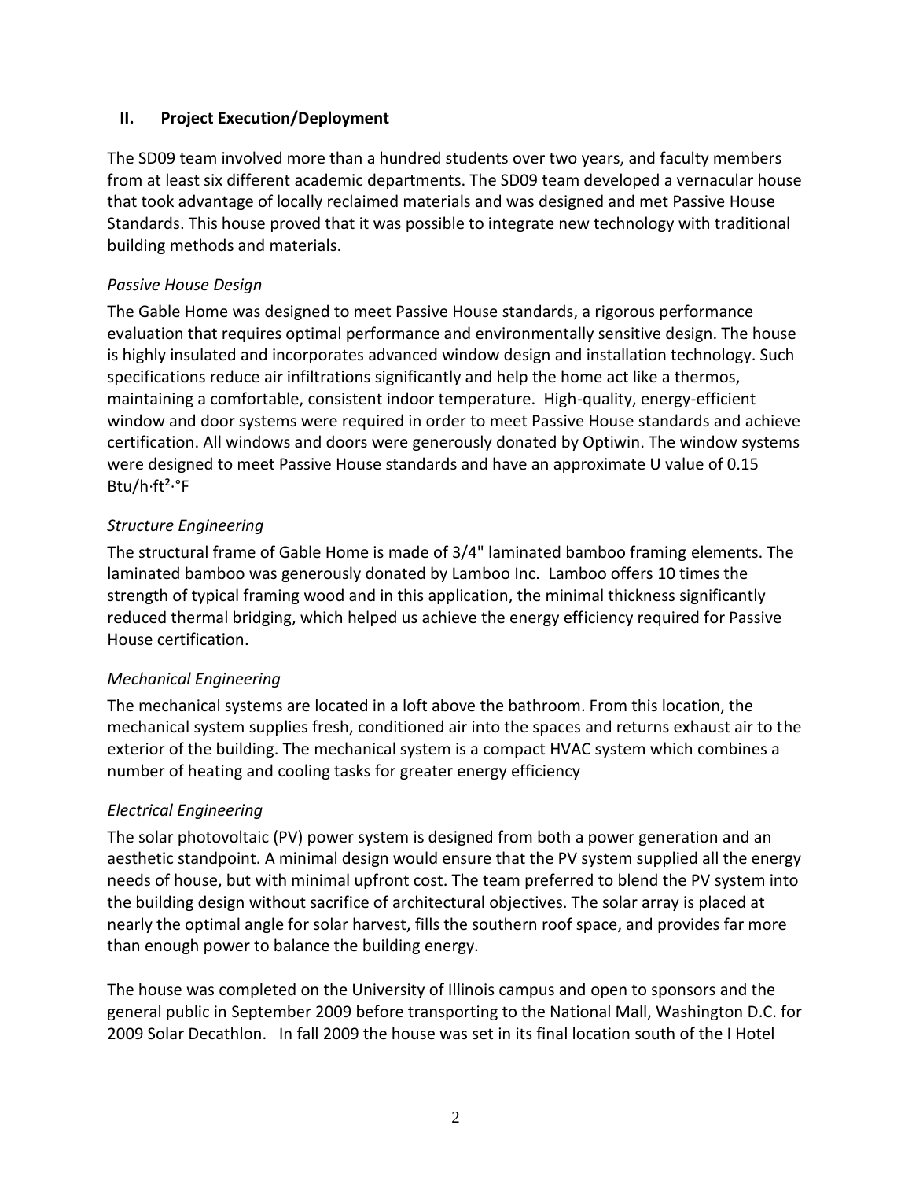## II. Project Execution/Deployment

The SD09 team involved more than a hundred students over two years, and faculty members from at least six different academic departments. The SD09 team developed a vernacular house that took advantage of locally reclaimed materials and was designed and met Passive House Standards. This house proved that it was possible to integrate new technology with traditional building methods and materials.

*Passive House Design*

The Gable Home was designed to meet Passive House standards, a rigorous performance evaluation that requires optimal performance and environmentally sensitive design. The house is highly insulated and incorporates advanced window design and installation technology. Such specifications reduce air infiltrations significantly and help the home act like a thermos, maintaining a comfortable, consistent indoor temperature. High-quality, energy-efficient window and door systems were required in order to meet Passive House standards and achieve certification. All windows and doors were generously donated by Optiwin. The window systems were designed to meet Passive House standards and have an approximate U value of 0.15 Btu/h·ft$^2$·°F

*Structure Engineering*

The structural frame of Gable Home is made of 3/4" laminated bamboo framing elements. The laminated bamboo was generously donated by Lamboo Inc. Lamboo offers 10 times the strength of typical framing wood and in this application, the minimal thickness significantly reduced thermal bridging, which helped us achieve the energy efficiency required for Passive House certification.

*Mechanical Engineering*

The mechanical systems are located in a loft above the bathroom. From this location, the mechanical system supplies fresh, conditioned air into the spaces and returns exhaust air to the exterior of the building. The mechanical system is a compact HVAC system which combines a number of heating and cooling tasks for greater energy efficiency

*Electrical Engineering*

The solar photovoltaic (PV) power system is designed from both a power generation and an aesthetic standpoint. A minimal design would ensure that the PV system supplied all the energy needs of house, but with minimal upfront cost. The team preferred to blend the PV system into the building design without sacrifice of architectural objectives. The solar array is placed at nearly the optimal angle for solar harvest, fills the southern roof space, and provides far more than enough power to balance the building energy.

The house was completed on the University of Illinois campus and open to sponsors and the general public in September 2009 before transporting to the National Mall, Washington D.C. for 2009 Solar Decathlon. In fall 2009 the house was set in its final location south of the I Hotel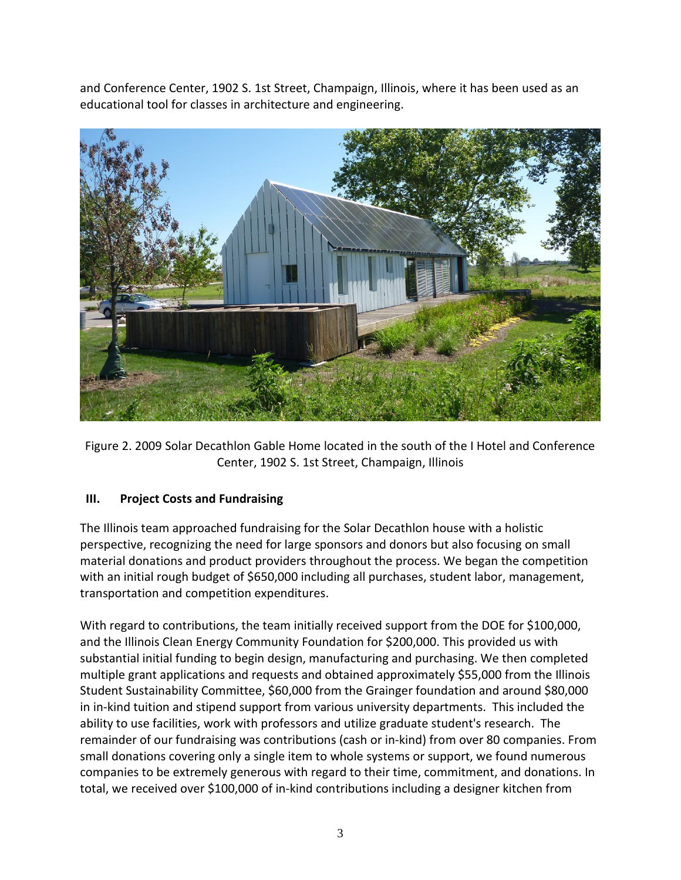and Conference Center, 1902 S. 1st Street, Champaign, Illinois, where it has been used as an educational tool for classes in architecture and engineering.

Figure 2. 2009 Solar Decathlon Gable Home located in the south of the I Hotel and Conference Center, 1902 S. 1st Street, Champaign, Illinois

## III. Project Costs and Fundraising

The Illinois team approached fundraising for the Solar Decathlon house with a holistic perspective, recognizing the need for large sponsors and donors but also focusing on small material donations and product providers throughout the process. We began the competition with an initial rough budget of $650,000 including all purchases, student labor, management, transportation and competition expenditures.

With regard to contributions, the team initially received support from the DOE for $100,000, and the Illinois Clean Energy Community Foundation for $200,000. This provided us with substantial initial funding to begin design, manufacturing and purchasing. We then completed multiple grant applications and requests and obtained approximately $55,000 from the Illinois Student Sustainability Committee, $60,000 from the Grainger foundation and around $80,000 in in-kind tuition and stipend support from various university departments. This included the ability to use facilities, work with professors and utilize graduate student's research. The remainder of our fundraising was contributions (cash or in-kind) from over 80 companies. From small donations covering only a single item to whole systems or support, we found numerous companies to be extremely generous with regard to their time, commitment, and donations. In total, we received over $100,000 of in-kind contributions including a designer kitchen from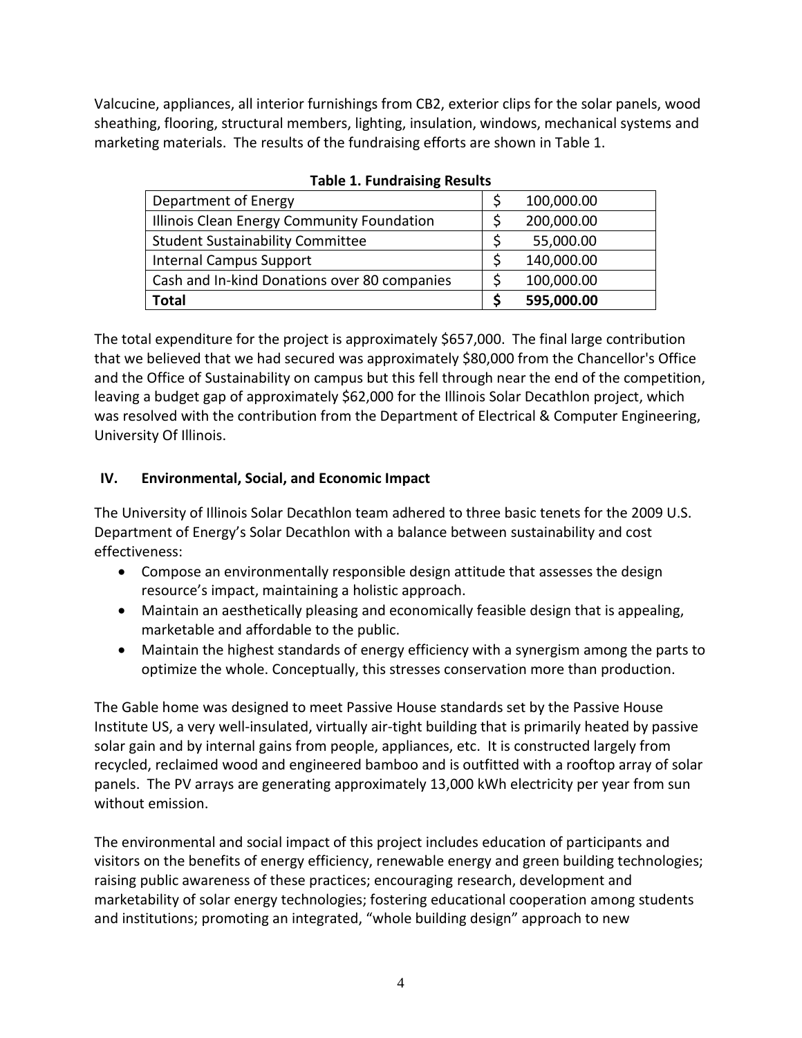Valcucine, appliances, all interior furnishings from CB2, exterior clips for the solar panels, wood sheathing, flooring, structural members, lighting, insulation, windows, mechanical systems and marketing materials. The results of the fundraising efforts are shown in Table 1.

**Table 1. Fundraising Results**

| Source | Amount |
|---|---|
| Department of Energy | $ 100,000.00 |
| Illinois Clean Energy Community Foundation | $ 200,000.00 |
| Student Sustainability Committee | $ 55,000.00 |
| Internal Campus Support | $ 140,000.00 |
| Cash and In-kind Donations over 80 companies | $ 100,000.00 |
| **Total** | **$ 595,000.00** |

The total expenditure for the project is approximately $657,000. The final large contribution that we believed that we had secured was approximately $80,000 from the Chancellor's Office and the Office of Sustainability on campus but this fell through near the end of the competition, leaving a budget gap of approximately $62,000 for the Illinois Solar Decathlon project, which was resolved with the contribution from the Department of Electrical & Computer Engineering, University Of Illinois.

## IV. Environmental, Social, and Economic Impact

The University of Illinois Solar Decathlon team adhered to three basic tenets for the 2009 U.S. Department of Energy's Solar Decathlon with a balance between sustainability and cost effectiveness:

- Compose an environmentally responsible design attitude that assesses the design resource's impact, maintaining a holistic approach.
- Maintain an aesthetically pleasing and economically feasible design that is appealing, marketable and affordable to the public.
- Maintain the highest standards of energy efficiency with a synergism among the parts to optimize the whole. Conceptually, this stresses conservation more than production.

The Gable home was designed to meet Passive House standards set by the Passive House Institute US, a very well-insulated, virtually air-tight building that is primarily heated by passive solar gain and by internal gains from people, appliances, etc. It is constructed largely from recycled, reclaimed wood and engineered bamboo and is outfitted with a rooftop array of solar panels. The PV arrays are generating approximately 13,000 kWh electricity per year from sun without emission.

The environmental and social impact of this project includes education of participants and visitors on the benefits of energy efficiency, renewable energy and green building technologies; raising public awareness of these practices; encouraging research, development and marketability of solar energy technologies; fostering educational cooperation among students and institutions; promoting an integrated, "whole building design" approach to new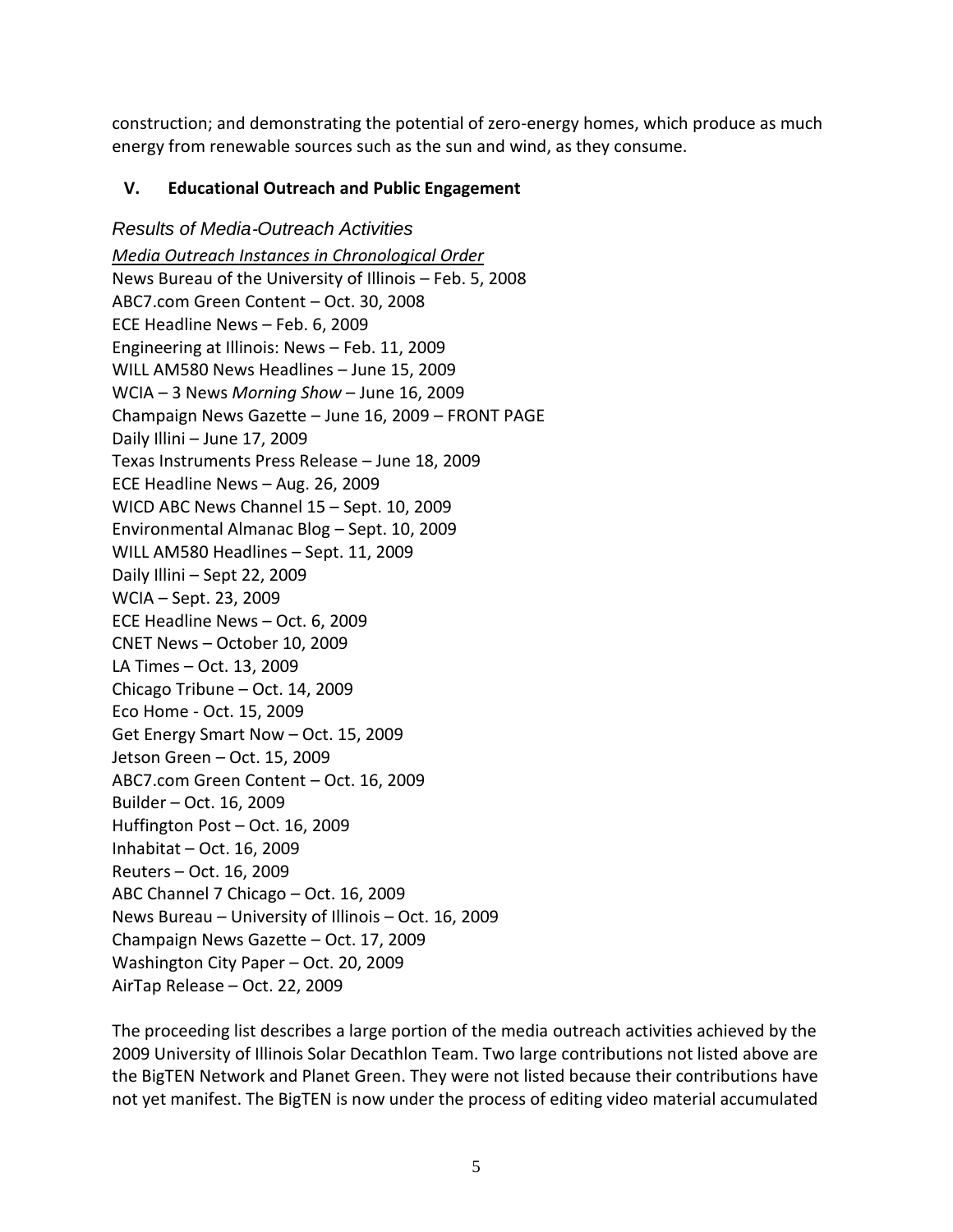construction; and demonstrating the potential of zero-energy homes, which produce as much energy from renewable sources such as the sun and wind, as they consume.

## V. Educational Outreach and Public Engagement

### *Results of Media-Outreach Activities*

*Media Outreach Instances in Chronological Order*

News Bureau of the University of Illinois – Feb. 5, 2008
ABC7.com Green Content – Oct. 30, 2008
ECE Headline News – Feb. 6, 2009
Engineering at Illinois: News – Feb. 11, 2009
WILL AM580 News Headlines – June 15, 2009
WCIA – 3 News *Morning Show* – June 16, 2009
Champaign News Gazette – June 16, 2009 – FRONT PAGE
Daily Illini – June 17, 2009
Texas Instruments Press Release – June 18, 2009
ECE Headline News – Aug. 26, 2009
WICD ABC News Channel 15 – Sept. 10, 2009
Environmental Almanac Blog – Sept. 10, 2009
WILL AM580 Headlines – Sept. 11, 2009
Daily Illini – Sept 22, 2009
WCIA – Sept. 23, 2009
ECE Headline News – Oct. 6, 2009
CNET News – October 10, 2009
LA Times – Oct. 13, 2009
Chicago Tribune – Oct. 14, 2009
Eco Home - Oct. 15, 2009
Get Energy Smart Now – Oct. 15, 2009
Jetson Green – Oct. 15, 2009
ABC7.com Green Content – Oct. 16, 2009
Builder – Oct. 16, 2009
Huffington Post – Oct. 16, 2009
Inhabitat – Oct. 16, 2009
Reuters – Oct. 16, 2009
ABC Channel 7 Chicago – Oct. 16, 2009
News Bureau – University of Illinois – Oct. 16, 2009
Champaign News Gazette – Oct. 17, 2009
Washington City Paper – Oct. 20, 2009
AirTap Release – Oct. 22, 2009

The proceeding list describes a large portion of the media outreach activities achieved by the 2009 University of Illinois Solar Decathlon Team. Two large contributions not listed above are the BigTEN Network and Planet Green. They were not listed because their contributions have not yet manifest. The BigTEN is now under the process of editing video material accumulated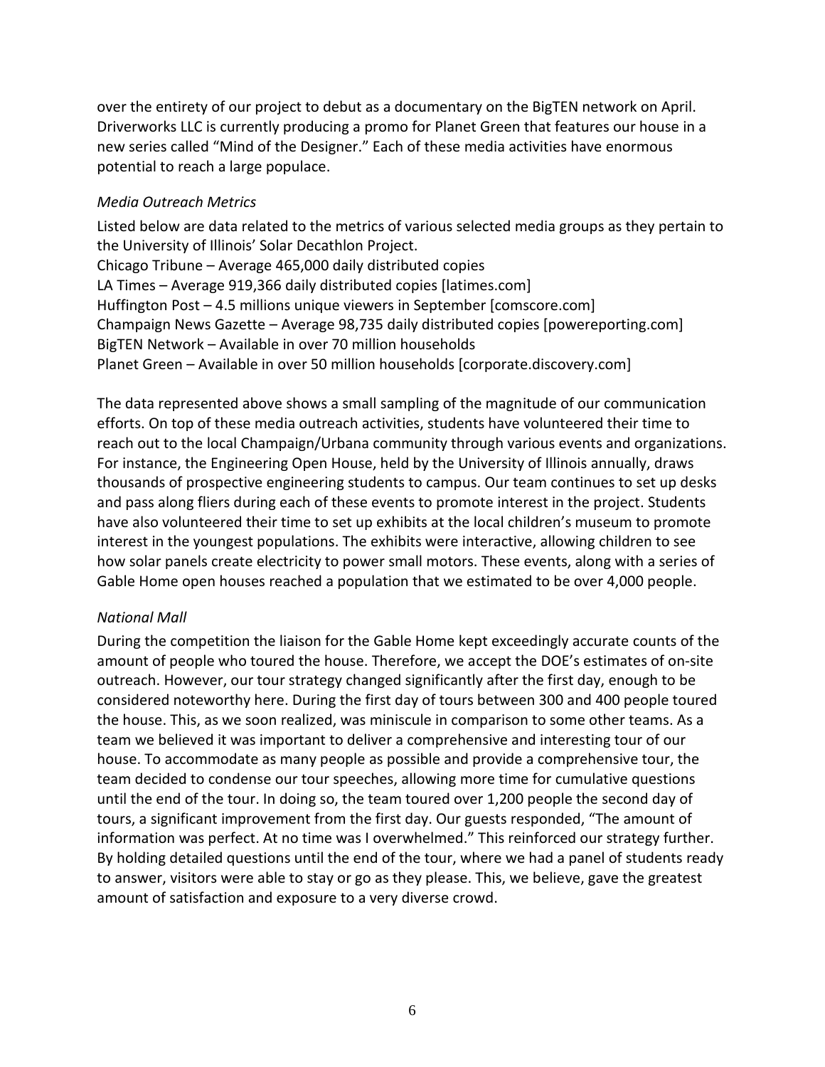over the entirety of our project to debut as a documentary on the BigTEN network on April. Driverworks LLC is currently producing a promo for Planet Green that features our house in a new series called "Mind of the Designer." Each of these media activities have enormous potential to reach a large populace.

*Media Outreach Metrics*

Listed below are data related to the metrics of various selected media groups as they pertain to the University of Illinois' Solar Decathlon Project.
Chicago Tribune – Average 465,000 daily distributed copies
LA Times – Average 919,366 daily distributed copies [latimes.com]
Huffington Post – 4.5 millions unique viewers in September [comscore.com]
Champaign News Gazette – Average 98,735 daily distributed copies [powereporting.com]
BigTEN Network – Available in over 70 million households
Planet Green – Available in over 50 million households [corporate.discovery.com]

The data represented above shows a small sampling of the magnitude of our communication efforts. On top of these media outreach activities, students have volunteered their time to reach out to the local Champaign/Urbana community through various events and organizations. For instance, the Engineering Open House, held by the University of Illinois annually, draws thousands of prospective engineering students to campus. Our team continues to set up desks and pass along fliers during each of these events to promote interest in the project. Students have also volunteered their time to set up exhibits at the local children's museum to promote interest in the youngest populations. The exhibits were interactive, allowing children to see how solar panels create electricity to power small motors. These events, along with a series of Gable Home open houses reached a population that we estimated to be over 4,000 people.

*National Mall*

During the competition the liaison for the Gable Home kept exceedingly accurate counts of the amount of people who toured the house. Therefore, we accept the DOE's estimates of on-site outreach. However, our tour strategy changed significantly after the first day, enough to be considered noteworthy here. During the first day of tours between 300 and 400 people toured the house. This, as we soon realized, was miniscule in comparison to some other teams. As a team we believed it was important to deliver a comprehensive and interesting tour of our house. To accommodate as many people as possible and provide a comprehensive tour, the team decided to condense our tour speeches, allowing more time for cumulative questions until the end of the tour. In doing so, the team toured over 1,200 people the second day of tours, a significant improvement from the first day. Our guests responded, "The amount of information was perfect. At no time was I overwhelmed." This reinforced our strategy further. By holding detailed questions until the end of the tour, where we had a panel of students ready to answer, visitors were able to stay or go as they please. This, we believe, gave the greatest amount of satisfaction and exposure to a very diverse crowd.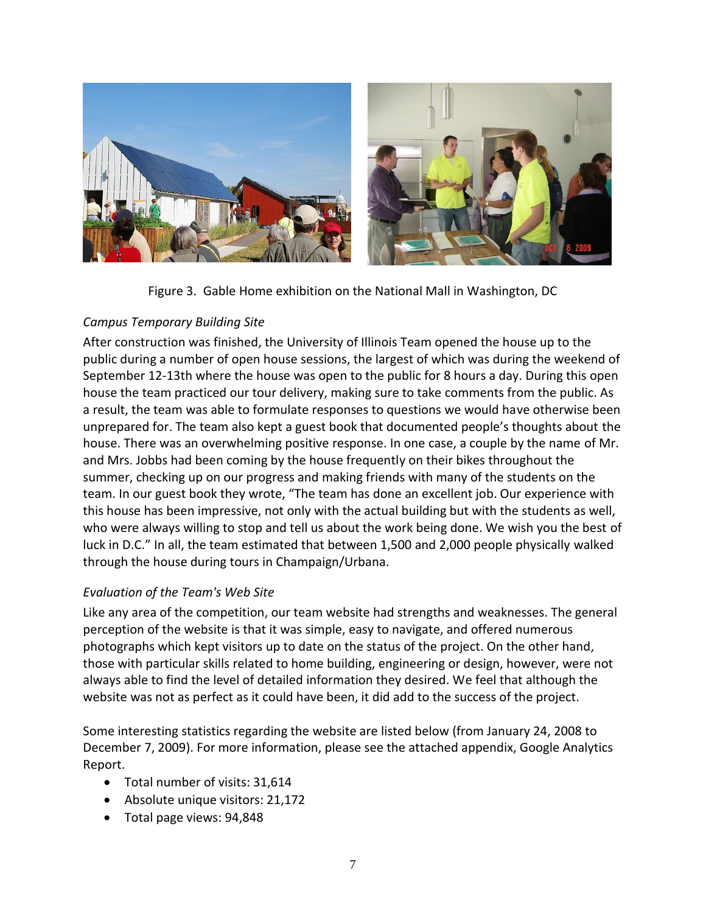Figure 3. Gable Home exhibition on the National Mall in Washington, DC

*Campus Temporary Building Site*

After construction was finished, the University of Illinois Team opened the house up to the public during a number of open house sessions, the largest of which was during the weekend of September 12-13th where the house was open to the public for 8 hours a day. During this open house the team practiced our tour delivery, making sure to take comments from the public. As a result, the team was able to formulate responses to questions we would have otherwise been unprepared for. The team also kept a guest book that documented people's thoughts about the house. There was an overwhelming positive response. In one case, a couple by the name of Mr. and Mrs. Jobbs had been coming by the house frequently on their bikes throughout the summer, checking up on our progress and making friends with many of the students on the team. In our guest book they wrote, "The team has done an excellent job. Our experience with this house has been impressive, not only with the actual building but with the students as well, who were always willing to stop and tell us about the work being done. We wish you the best of luck in D.C." In all, the team estimated that between 1,500 and 2,000 people physically walked through the house during tours in Champaign/Urbana.

*Evaluation of the Team's Web Site*

Like any area of the competition, our team website had strengths and weaknesses. The general perception of the website is that it was simple, easy to navigate, and offered numerous photographs which kept visitors up to date on the status of the project. On the other hand, those with particular skills related to home building, engineering or design, however, were not always able to find the level of detailed information they desired. We feel that although the website was not as perfect as it could have been, it did add to the success of the project.

Some interesting statistics regarding the website are listed below (from January 24, 2008 to December 7, 2009). For more information, please see the attached appendix, Google Analytics Report.

- Total number of visits: 31,614
- Absolute unique visitors: 21,172
- Total page views: 94,848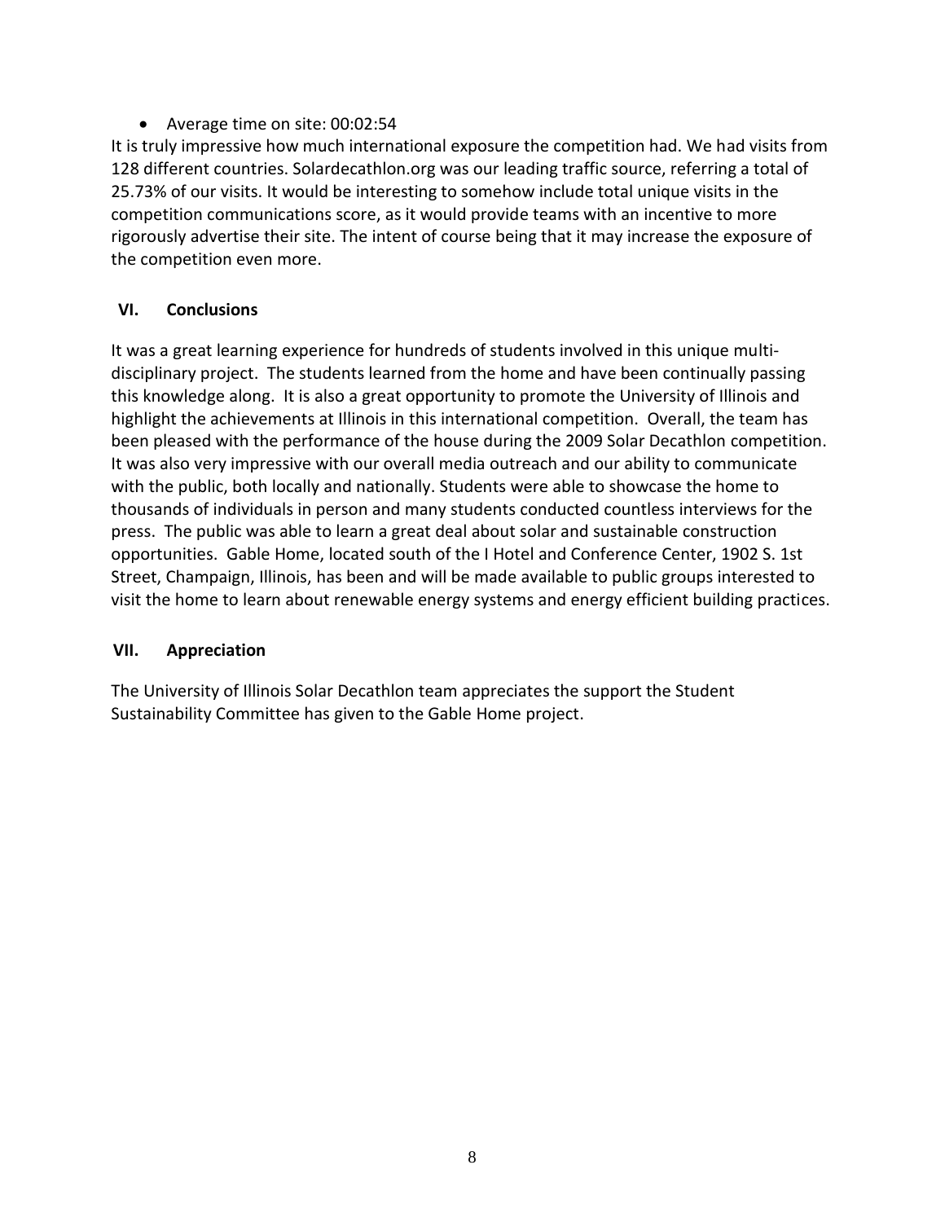- Average time on site: 00:02:54

It is truly impressive how much international exposure the competition had. We had visits from 128 different countries. Solardecathlon.org was our leading traffic source, referring a total of 25.73% of our visits. It would be interesting to somehow include total unique visits in the competition communications score, as it would provide teams with an incentive to more rigorously advertise their site. The intent of course being that it may increase the exposure of the competition even more.

## VI. Conclusions

It was a great learning experience for hundreds of students involved in this unique multi-disciplinary project. The students learned from the home and have been continually passing this knowledge along. It is also a great opportunity to promote the University of Illinois and highlight the achievements at Illinois in this international competition. Overall, the team has been pleased with the performance of the house during the 2009 Solar Decathlon competition. It was also very impressive with our overall media outreach and our ability to communicate with the public, both locally and nationally. Students were able to showcase the home to thousands of individuals in person and many students conducted countless interviews for the press. The public was able to learn a great deal about solar and sustainable construction opportunities. Gable Home, located south of the I Hotel and Conference Center, 1902 S. 1st Street, Champaign, Illinois, has been and will be made available to public groups interested to visit the home to learn about renewable energy systems and energy efficient building practices.

## VII. Appreciation

The University of Illinois Solar Decathlon team appreciates the support the Student Sustainability Committee has given to the Gable Home project.